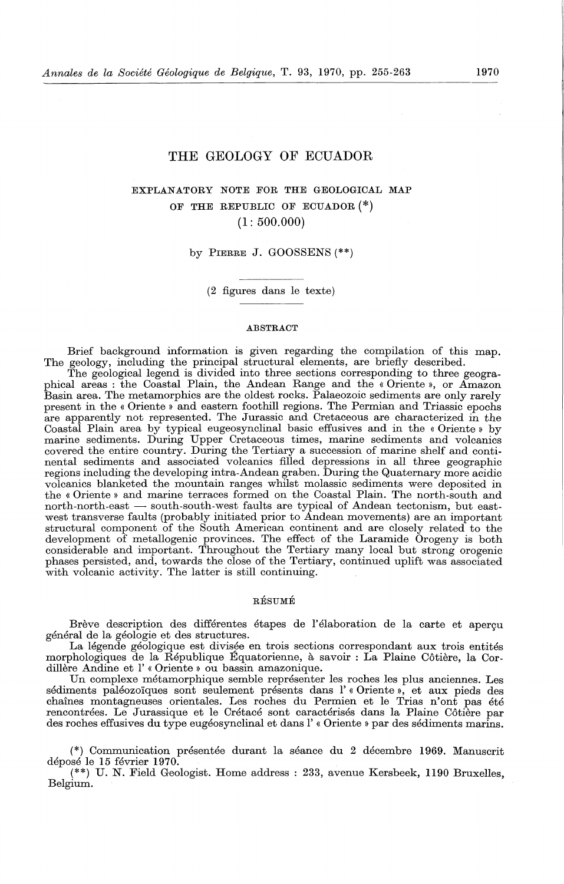# THE GEOLOGY OF ECUADOR

## EXPLANATORY NOTE FOR THE GEOLOGICAL MAP OF THE REPUBLIC OF ECUADOR (*) (1: 500.000)

by PIERRE J. GOOSSENS (**)

(2 figures dans le texte)

### ABSTRACT

Brief background information is given regarding the compilation of this map. The geology, including the principal structural elements, are briefly described.

The geological legend is divided into three sections corresponding to three geographical areas : the Coastal Plain, the Andean Range and the « Oriente », or Amazon Basin area. The metamorphics are the oldest rocks. Palaeozoic sediments are only rarely present in the « Oriente » and eastern foothill regions. The Permian and Triassic epochs are apparently not represented. The Jurassic and Cretaceous are characterized in the Coastal Plain area by typical eugeosynclinal basic effusives and in the « Oriente » by marine sediments. During Upper Cretaceous times, marine sediments and volcanics covered the entire country. During the Tertiary a succession of marine shelf and continental sediments and associated volcanics filled depressions in all three geographic regions including the developing intra-Andean graben. During the Quaternary more acidic volcanics blanketed the mountain ranges whilst molassic sediments were deposited in the « Oriente » and marine terraces formed on the Coastal Plain. The north-south and north-north-east — south-south-west faults are typical of Andean tectonism, but east-west transverse faults (probably initiated prior to Andean movements) are an important structural component of the South American continent and are closely related to the development of metallogenic provinces. The effect of the Laramide Orogeny is both considerable and important. Throughout the Tertiary many local but strong orogenic phases persisted, and, towards the close of the Tertiary, continued uplift was associated with volcanic activity. The latter is still continuing.

### RÉSUMÉ

Brève description des différentes étapes de l'élaboration de la carte et aperçu général de la géologie et des structures.

La légende géologique est divisée en trois sections correspondant aux trois entités morphologiques de la République Équatorienne, à savoir : La Plaine Côtière, la Cordillère Andine et l' « Oriente » ou bassin amazonique.

Un complexe métamorphique semble représenter les roches les plus anciennes. Les sédiments paléozoïques sont seulement présents dans l' « Oriente », et aux pieds des chaînes montagneuses orientales. Les roches du Permien et le Trias n'ont pas été rencontrées. Le Jurassique et le Crétacé sont caractérisés dans la Plaine Côtière par des roches effusives du type eugéosynclinal et dans l' « Oriente » par des sédiments marins.

---

(*) Communication présentée durant la séance du 2 décembre 1969. Manuscrit déposé le 15 février 1970.

(**) U. N. Field Geologist. Home address : 233, avenue Kersbeek, 1190 Bruxelles, Belgium.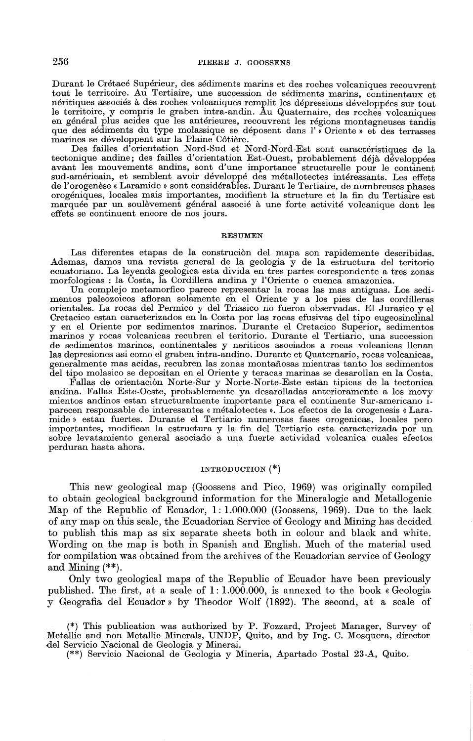Durant le Crétacé Supérieur, des sédiments marins et des roches volcaniques recouvrent tout le territoire. Au Tertiaire, une succession de sédiments marins, continentaux et néritiques associés à des roches volcaniques remplit les dépressions développées sur tout le territoire, y compris le graben intra-andin. Au Quaternaire, des roches volcaniques en général plus acides que les antérieures, recouvrent les régions montagneuses tandis que des sédiments du type molassique se déposent dans l'« Oriente » et des terrasses marines se développent sur la Plaine Côtière.

Des failles d'orientation Nord-Sud et Nord-Nord-Est sont caractéristiques de la tectonique andine; des failles d'orientation Est-Ouest, probablement déjà développées avant les mouvements andins, sont d'une importance structurelle pour le continent sud-américain, et semblent avoir développé des métallotectes intéressants. Les effets de l'orogenèse « Laramide » sont considérables. Durant le Tertiaire, de nombreuses phases orogéniques, locales mais importantes, modifient la structure et la fin du Tertiaire est marquée par un soulèvement général associé à une forte activité volcanique dont les effets se continuent encore de nos jours.

## RESUMEN

Las diferentes etapas de la construciòn del mapa son rapidemente describidas. Ademas, damos una revista general de la geologia y de la estructura del teritorio ecuatoriano. La leyenda geologica esta divida en tres partes corespondente a tres zonas morfologicas : la Costa, la Cordillera andina y l'Oriente o cuenca amazonica.

Un complejo metamorfico parece representar la rocas las mas antiguas. Los sedimentos paleozoicos afloran solamente en el Oriente y a los pies de las cordilleras orientales. La rocas del Permico y del Triasico no fueron observadas. El Jurasico y el Cretacico estan caracterizados en la Costa por las rocas efusivas del tipo eugeosinclinal y en el Oriente por sedimentos marinos. Durante el Cretacico Superior, sedimentos marinos y rocas volcanicas recubren el teritorio. Durante el Tertiario, una succession de sedimentos marinos, continentales y neriticos asociados a rocas volcanicas llenan las depresiones asi como el graben intra-andino. Durante et Quaternario, rocas volcanicas, generalmente mas acidas, recubren las zonas montañosas mientras tanto los sedimentos del tipo molasico se depositan en el Oriente y teracas marinas se desarollan en la Costa.

Fallas de orientaciòn Norte-Sur y Norte-Norte-Este estan tipicas de la tectonica andina. Fallas Este-Oeste, probablemente ya desarolladas anterioramente a los movy mientos andinos estan structuralmente importante para el continente Sur-americano i-parecen responsable de interesantes « métalotectes ». Los efectos de la orogenesis « Laramide » estan fuertes. Durante el Tertiario numerosas fases orogenicas, locales pero importantes, modifican la estructura y la fin del Tertiario esta caracterizada por un sobre levatamiento general asociado a una fuerte actividad volcanica cuales efectos perduran hasta ahora.

## INTRODUCTION (*)

This new geological map (Goossens and Pico, 1969) was originally compiled to obtain geological background information for the Mineralogic and Metallogenic Map of the Republic of Ecuador, 1: 1.000.000 (Goossens, 1969). Due to the lack of any map on this scale, the Ecuadorian Service of Geology and Mining has decided to publish this map as six separate sheets both in colour and black and white. Wording on the map is both in Spanish and English. Much of the material used for compilation was obtained from the archives of the Ecuadorian service of Geology and Mining (**).

Only two geological maps of the Republic of Ecuador have been previously published. The first, at a scale of 1: 1.000.000, is annexed to the book « Geologia y Geografia del Ecuador » by Theodor Wolf (1892). The second, at a scale of

(*) This publication was authorized by P. Fozzard, Project Manager, Survey of Metallic and non Metallic Minerals, UNDP, Quito, and by Ing. C. Mosquera, director del Servicio Nacional de Geologia y Minerai.

(**) Servicio Nacional de Geologia y Mineria, Apartado Postal 23-A, Quito.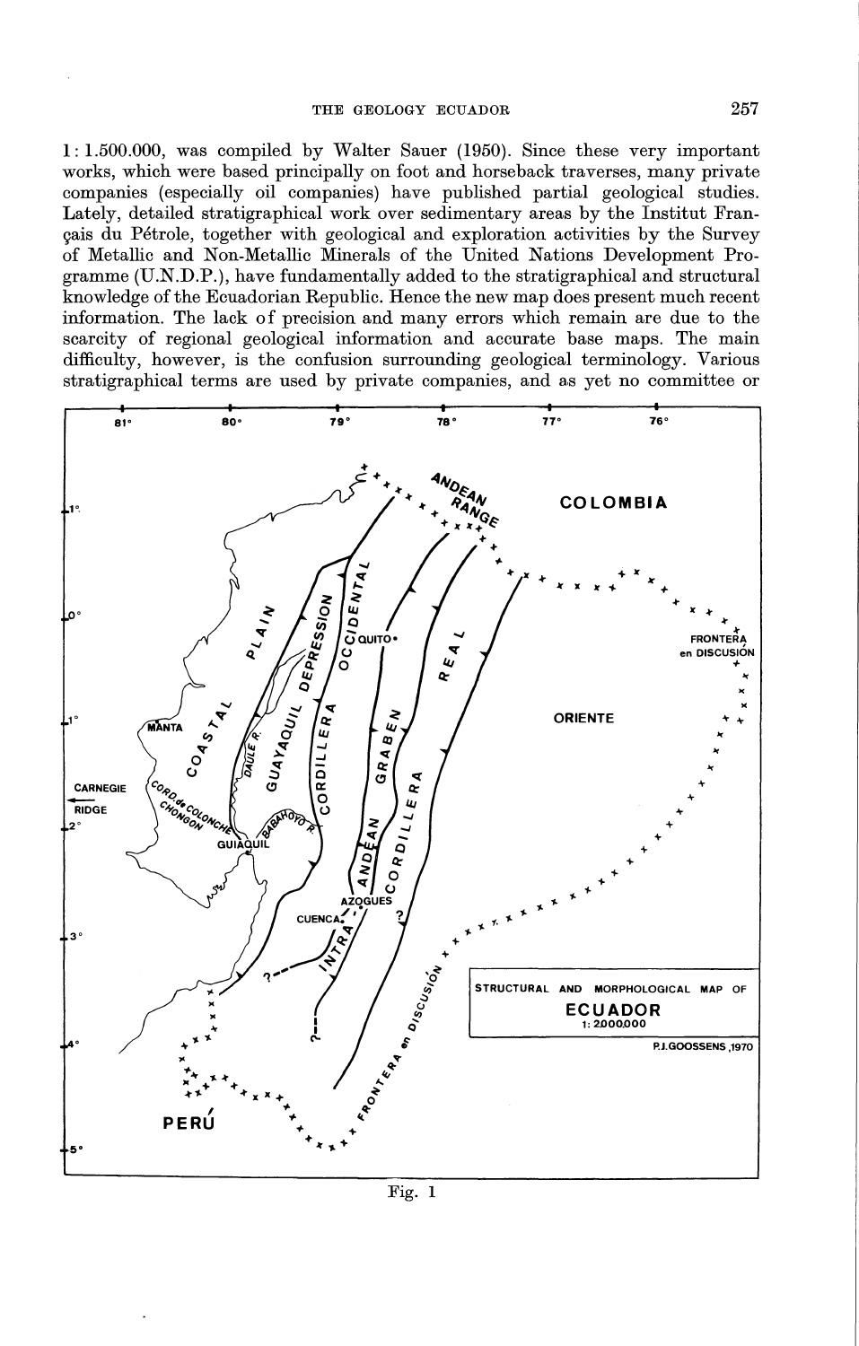1: 1.500.000, was compiled by Walter Sauer (1950). Since these very important works, which were based principally on foot and horseback traverses, many private companies (especially oil companies) have published partial geological studies. Lately, detailed stratigraphical work over sedimentary areas by the Institut Français du Pétrole, together with geological and exploration activities by the Survey of Metallic and Non-Metallic Minerals of the United Nations Development Programme (U.N.D.P.), have fundamentally added to the stratigraphical and structural knowledge of the Ecuadorian Republic. Hence the new map does present much recent information. The lack of precision and many errors which remain are due to the scarcity of regional geological information and accurate base maps. The main difficulty, however, is the confusion surrounding geological terminology. Various stratigraphical terms are used by private companies, and as yet no committee or

Fig. 1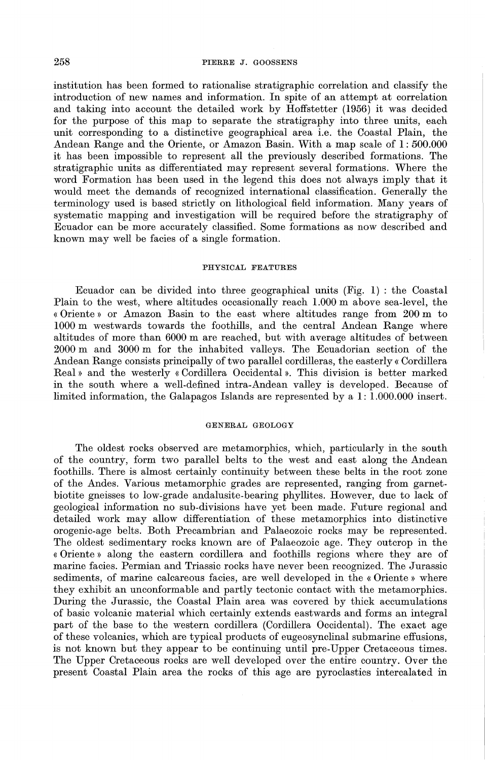institution has been formed to rationalise stratigraphic correlation and classify the introduction of new names and information. In spite of an attempt at correlation and taking into account the detailed work by Hoffstetter (1956) it was decided for the purpose of this map to separate the stratigraphy into three units, each unit corresponding to a distinctive geographical area i.e. the Coastal Plain, the Andean Range and the Oriente, or Amazon Basin. With a map scale of 1: 500.000 it has been impossible to represent all the previously described formations. The stratigraphic units as differentiated may represent several formations. Where the word Formation has been used in the legend this does not always imply that it would meet the demands of recognized international classification. Generally the terminology used is based strictly on lithological field information. Many years of systematic mapping and investigation will be required before the stratigraphy of Ecuador can be more accurately classified. Some formations as now described and known may well be facies of a single formation.

## PHYSICAL FEATURES

Ecuador can be divided into three geographical units (Fig. 1) : the Coastal Plain to the west, where altitudes occasionally reach 1.000 m above sea-level, the « Oriente » or Amazon Basin to the east where altitudes range from 200 m to 1000 m westwards towards the foothills, and the central Andean Range where altitudes of more than 6000 m are reached, but with average altitudes of between 2000 m and 3000 m for the inhabited valleys. The Ecuadorian section of the Andean Range consists principally of two parallel cordilleras, the easterly « Cordillera Real » and the westerly « Cordillera Occidental ». This division is better marked in the south where a well-defined intra-Andean valley is developed. Because of limited information, the Galapagos Islands are represented by a 1: 1.000.000 insert.

## GENERAL GEOLOGY

The oldest rocks observed are metamorphics, which, particularly in the south of the country, form two parallel belts to the west and east along the Andean foothills. There is almost certainly continuity between these belts in the root zone of the Andes. Various metamorphic grades are represented, ranging from garnet-biotite gneisses to low-grade andalusite-bearing phyllites. However, due to lack of geological information no sub-divisions have yet been made. Future regional and detailed work may allow differentiation of these metamorphics into distinctive orogenic-age belts. Both Precambrian and Palaeozoic rocks may be represented. The oldest sedimentary rocks known are of Palaeozoic age. They outcrop in the « Oriente » along the eastern cordillera and foothills regions where they are of marine facies. Permian and Triassic rocks have never been recognized. The Jurassic sediments, of marine calcareous facies, are well developed in the « Oriente » where they exhibit an unconformable and partly tectonic contact with the metamorphics. During the Jurassic, the Coastal Plain area was covered by thick accumulations of basic volcanic material which certainly extends eastwards and forms an integral part of the base to the western cordillera (Cordillera Occidental). The exact age of these volcanics, which are typical products of eugeosynclinal submarine effusions, is not known but they appear to be continuing until pre-Upper Cretaceous times. The Upper Cretaceous rocks are well developed over the entire country. Over the present Coastal Plain area the rocks of this age are pyroclastics intercalated in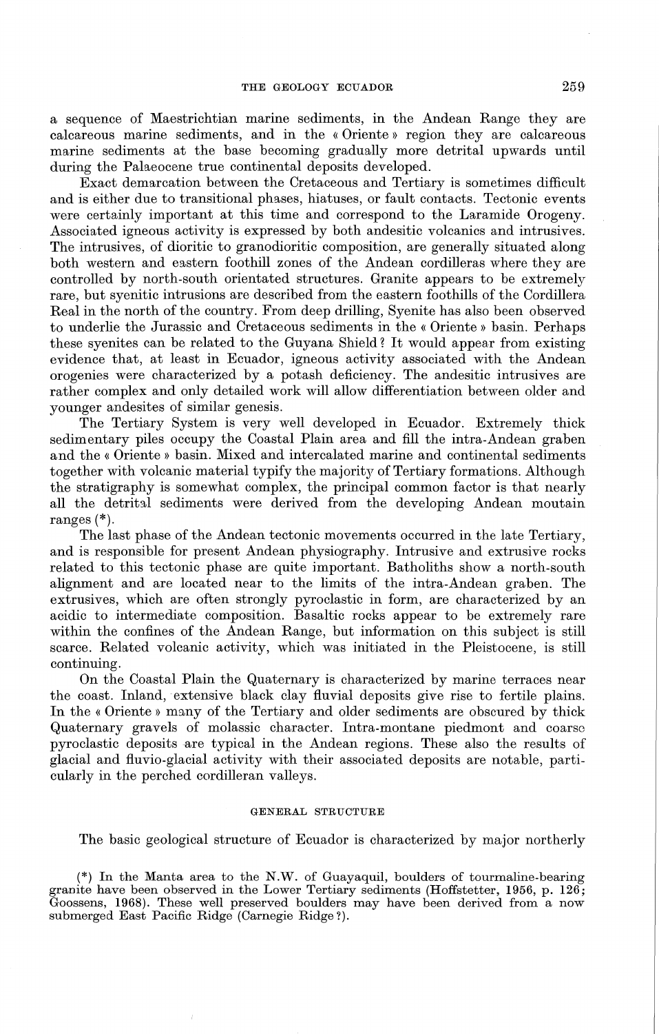a sequence of Maestrichtian marine sediments, in the Andean Range they are calcareous marine sediments, and in the « Oriente » region they are calcareous marine sediments at the base becoming gradually more detrital upwards until during the Palaeocene true continental deposits developed.

Exact demarcation between the Cretaceous and Tertiary is sometimes difficult and is either due to transitional phases, hiatuses, or fault contacts. Tectonic events were certainly important at this time and correspond to the Laramide Orogeny. Associated igneous activity is expressed by both andesitic volcanics and intrusives. The intrusives, of dioritic to granodioritic composition, are generally situated along both western and eastern foothill zones of the Andean cordilleras where they are controlled by north-south orientated structures. Granite appears to be extremely rare, but syenitic intrusions are described from the eastern foothills of the Cordillera Real in the north of the country. From deep drilling, Syenite has also been observed to underlie the Jurassic and Cretaceous sediments in the « Oriente » basin. Perhaps these syenites can be related to the Guyana Shield? It would appear from existing evidence that, at least in Ecuador, igneous activity associated with the Andean orogenies were characterized by a potash deficiency. The andesitic intrusives are rather complex and only detailed work will allow differentiation between older and younger andesites of similar genesis.

The Tertiary System is very well developed in Ecuador. Extremely thick sedimentary piles occupy the Coastal Plain area and fill the intra-Andean graben and the « Oriente » basin. Mixed and intercalated marine and continental sediments together with volcanic material typify the majority of Tertiary formations. Although the stratigraphy is somewhat complex, the principal common factor is that nearly all the detrital sediments were derived from the developing Andean moutain ranges (*).

The last phase of the Andean tectonic movements occurred in the late Tertiary, and is responsible for present Andean physiography. Intrusive and extrusive rocks related to this tectonic phase are quite important. Batholiths show a north-south alignment and are located near to the limits of the intra-Andean graben. The extrusives, which are often strongly pyroclastic in form, are characterized by an acidic to intermediate composition. Basaltic rocks appear to be extremely rare within the confines of the Andean Range, but information on this subject is still scarce. Related volcanic activity, which was initiated in the Pleistocene, is still continuing.

On the Coastal Plain the Quaternary is characterized by marine terraces near the coast. Inland, extensive black clay fluvial deposits give rise to fertile plains. In the « Oriente » many of the Tertiary and older sediments are obscured by thick Quaternary gravels of molassic character. Intra-montane piedmont and coarse pyroclastic deposits are typical in the Andean regions. These also the results of glacial and fluvio-glacial activity with their associated deposits are notable, particularly in the perched cordilleran valleys.

## GENERAL STRUCTURE

The basic geological structure of Ecuador is characterized by major northerly

(*) In the Manta area to the N.W. of Guayaquil, boulders of tourmaline-bearing granite have been observed in the Lower Tertiary sediments (Hoffstetter, 1956, p. 126; Goossens, 1968). These well preserved boulders may have been derived from a now submerged East Pacific Ridge (Carnegie Ridge?).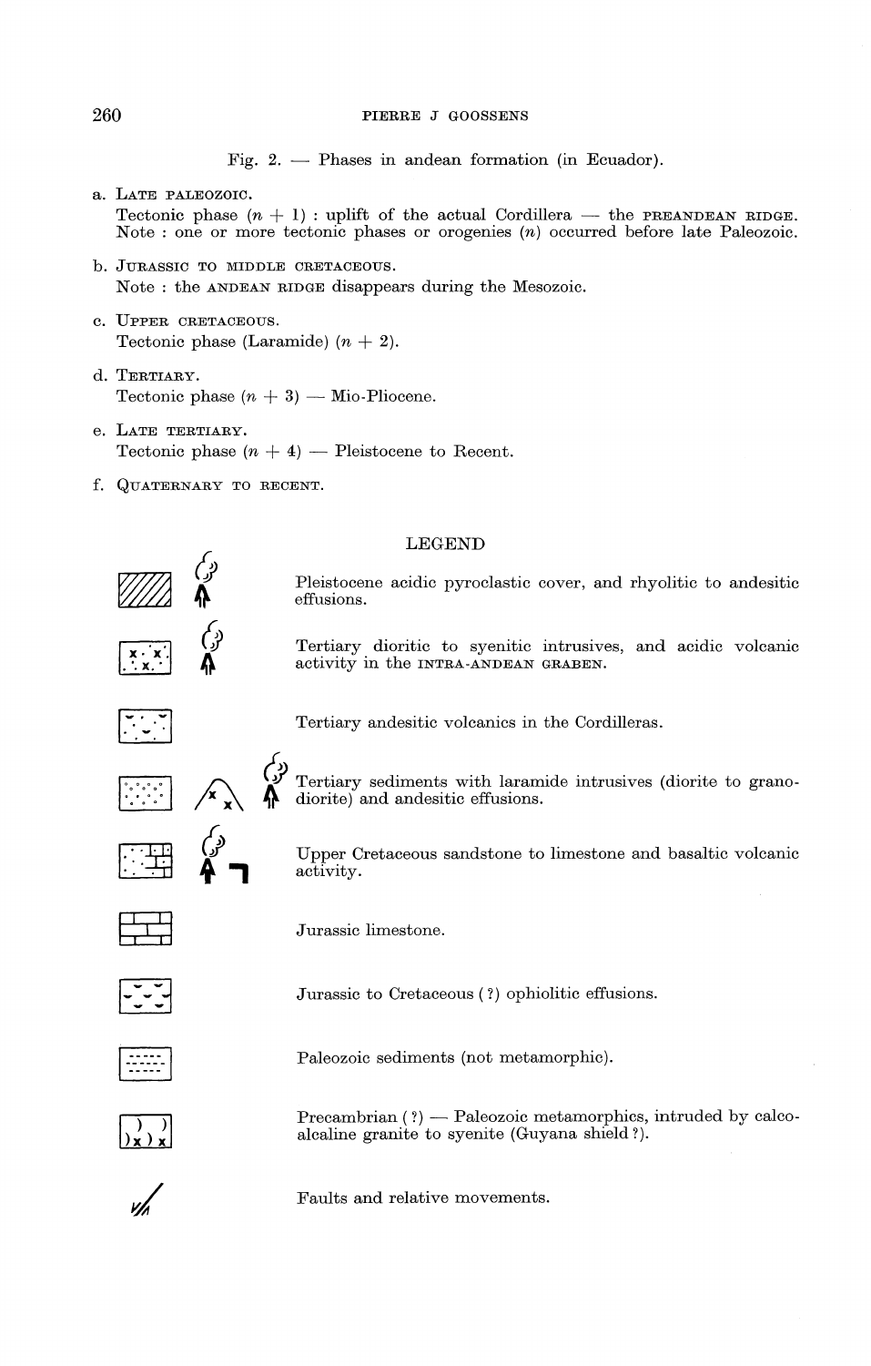Fig. 2. — Phases in andean formation (in Ecuador).

a. LATE PALEOZOIC.
Tectonic phase $(n + 1)$ : uplift of the actual Cordillera — the PREANDEAN RIDGE.
Note : one or more tectonic phases or orogenies $(n)$ occurred before late Paleozoic.

b. JURASSIC TO MIDDLE CRETACEOUS.
Note : the ANDEAN RIDGE disappears during the Mesozoic.

c. UPPER CRETACEOUS.
Tectonic phase (Laramide) $(n + 2)$.

d. TERTIARY.
Tectonic phase $(n + 3)$ — Mio-Pliocene.

e. LATE TERTIARY.
Tectonic phase $(n + 4)$ — Pleistocene to Recent.

f. QUATERNARY TO RECENT.

LEGEND

Pleistocene acidic pyroclastic cover, and rhyolitic to andesitic effusions.

Tertiary dioritic to syenitic intrusives, and acidic volcanic activity in the INTRA-ANDEAN GRABEN.

Tertiary andesitic volcanics in the Cordilleras.

Tertiary sediments with laramide intrusives (diorite to granodiorite) and andesitic effusions.

Upper Cretaceous sandstone to limestone and basaltic volcanic activity.

Jurassic limestone.

Jurassic to Cretaceous (?) ophiolitic effusions.

Paleozoic sediments (not metamorphic).

Precambrian (?) — Paleozoic metamorphics, intruded by calco-alcaline granite to syenite (Guyana shield ?).

Faults and relative movements.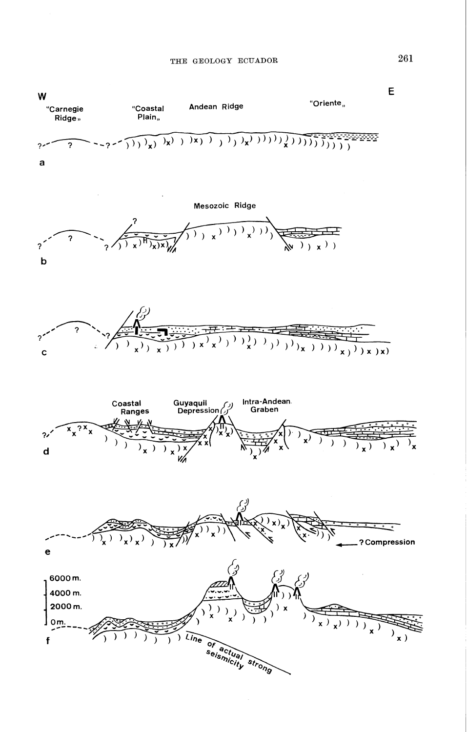W

E

"Carnegie Ridge"

"Coastal Plain"

Andean Ridge

"Oriente"

a

Mesozoic Ridge

b

c

Coastal Ranges

Guyaquil Depression

Intra-Andean Graben

d

? Compression

e

6000 m.

4000 m.

2000 m.

0 m.

f

Line of actual strong seismicity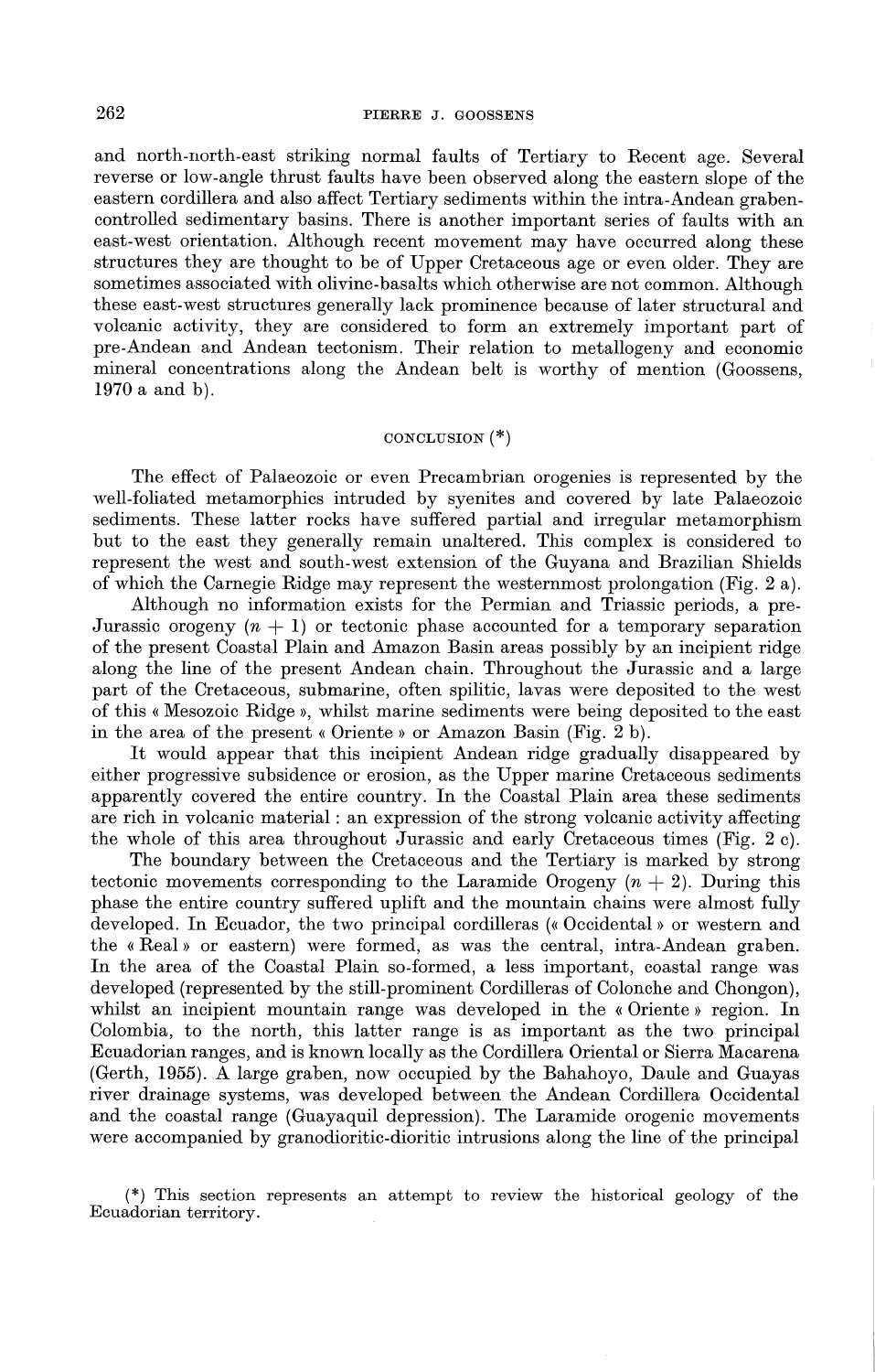and north-north-east striking normal faults of Tertiary to Recent age. Several reverse or low-angle thrust faults have been observed along the eastern slope of the eastern cordillera and also affect Tertiary sediments within the intra-Andean graben-controlled sedimentary basins. There is another important series of faults with an east-west orientation. Although recent movement may have occurred along these structures they are thought to be of Upper Cretaceous age or even older. They are sometimes associated with olivine-basalts which otherwise are not common. Although these east-west structures generally lack prominence because of later structural and volcanic activity, they are considered to form an extremely important part of pre-Andean and Andean tectonism. Their relation to metallogeny and economic mineral concentrations along the Andean belt is worthy of mention (Goossens, 1970 a and b).

## CONCLUSION (*)

The effect of Palaeozoic or even Precambrian orogenies is represented by the well-foliated metamorphics intruded by syenites and covered by late Palaeozoic sediments. These latter rocks have suffered partial and irregular metamorphism but to the east they generally remain unaltered. This complex is considered to represent the west and south-west extension of the Guyana and Brazilian Shields of which the Carnegie Ridge may represent the westernmost prolongation (Fig. 2 a).

Although no information exists for the Permian and Triassic periods, a pre-Jurassic orogeny ($n + 1$) or tectonic phase accounted for a temporary separation of the present Coastal Plain and Amazon Basin areas possibly by an incipient ridge along the line of the present Andean chain. Throughout the Jurassic and a large part of the Cretaceous, submarine, often spilitic, lavas were deposited to the west of this « Mesozoic Ridge », whilst marine sediments were being deposited to the east in the area of the present « Oriente » or Amazon Basin (Fig. 2 b).

It would appear that this incipient Andean ridge gradually disappeared by either progressive subsidence or erosion, as the Upper marine Cretaceous sediments apparently covered the entire country. In the Coastal Plain area these sediments are rich in volcanic material : an expression of the strong volcanic activity affecting the whole of this area throughout Jurassic and early Cretaceous times (Fig. 2 c).

The boundary between the Cretaceous and the Tertiary is marked by strong tectonic movements corresponding to the Laramide Orogeny ($n + 2$). During this phase the entire country suffered uplift and the mountain chains were almost fully developed. In Ecuador, the two principal cordilleras (« Occidental » or western and the « Real » or eastern) were formed, as was the central, intra-Andean graben. In the area of the Coastal Plain so-formed, a less important, coastal range was developed (represented by the still-prominent Cordilleras of Colonche and Chongon), whilst an incipient mountain range was developed in the « Oriente » region. In Colombia, to the north, this latter range is as important as the two principal Ecuadorian ranges, and is known locally as the Cordillera Oriental or Sierra Macarena (Gerth, 1955). A large graben, now occupied by the Bahahoyo, Daule and Guayas river drainage systems, was developed between the Andean Cordillera Occidental and the coastal range (Guayaquil depression). The Laramide orogenic movements were accompanied by granodioritic-dioritic intrusions along the line of the principal

(*) This section represents an attempt to review the historical geology of the Ecuadorian territory.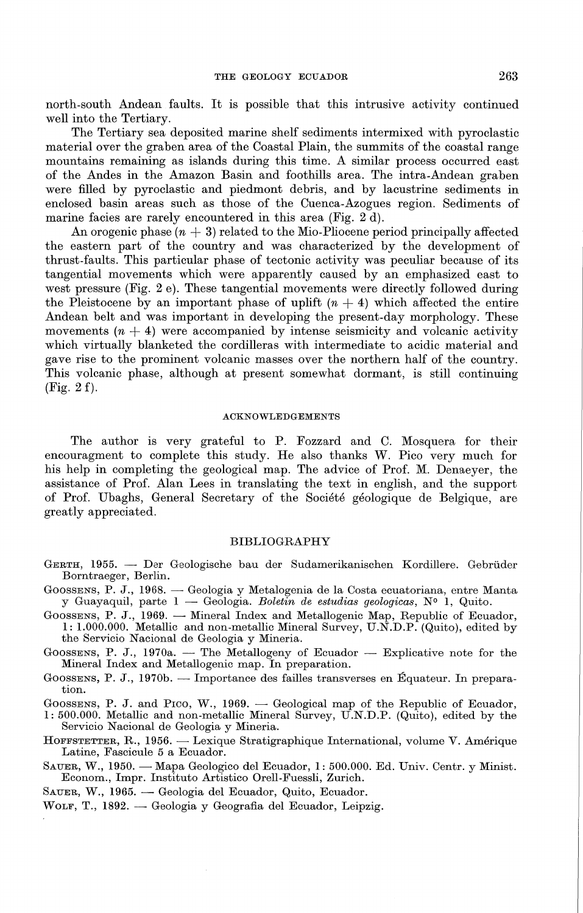north-south Andean faults. It is possible that this intrusive activity continued well into the Tertiary.

The Tertiary sea deposited marine shelf sediments intermixed with pyroclastic material over the graben area of the Coastal Plain, the summits of the coastal range mountains remaining as islands during this time. A similar process occurred east of the Andes in the Amazon Basin and foothills area. The intra-Andean graben were filled by pyroclastic and piedmont debris, and by lacustrine sediments in enclosed basin areas such as those of the Cuenca-Azogues region. Sediments of marine facies are rarely encountered in this area (Fig. 2 d).

An orogenic phase ($n + 3$) related to the Mio-Pliocene period principally affected the eastern part of the country and was characterized by the development of thrust-faults. This particular phase of tectonic activity was peculiar because of its tangential movements which were apparently caused by an emphasized east to west pressure (Fig. 2 e). These tangential movements were directly followed during the Pleistocene by an important phase of uplift ($n + 4$) which affected the entire Andean belt and was important in developing the present-day morphology. These movements ($n + 4$) were accompanied by intense seismicity and volcanic activity which virtually blanketed the cordilleras with intermediate to acidic material and gave rise to the prominent volcanic masses over the northern half of the country. This volcanic phase, although at present somewhat dormant, is still continuing (Fig. 2 f).

## ACKNOWLEDGEMENTS

The author is very grateful to P. Fozzard and C. Mosquera for their encouragment to complete this study. He also thanks W. Pico very much for his help in completing the geological map. The advice of Prof. M. Denaeyer, the assistance of Prof. Alan Lees in translating the text in english, and the support of Prof. Ubaghs, General Secretary of the Société géologique de Belgique, are greatly appreciated.

## BIBLIOGRAPHY

GERTH, 1955. — Der Geologische bau der Sudamerikanischen Kordillere. Gebrüder Borntraeger, Berlin.

GOOSSENS, P. J., 1968. — Geologia y Metalogenia de la Costa ecuatoriana, entre Manta y Guayaquil, parte 1 — Geologia. *Boletin de estudias geologicas*, N° 1, Quito.

GOOSSENS, P. J., 1969. — Mineral Index and Metallogenic Map, Republic of Ecuador, 1: 1.000.000. Metallic and non-metallic Mineral Survey, U.N.D.P. (Quito), edited by the Servicio Nacional de Geologia y Mineria.

GOOSSENS, P. J., 1970a. — The Metallogeny of Ecuador — Explicative note for the Mineral Index and Metallogenic map. In preparation.

GOOSSENS, P. J., 1970b. — Importance des failles transverses en Équateur. In preparation.

GOOSSENS, P. J. and PICO, W., 1969. — Geological map of the Republic of Ecuador, 1: 500.000. Metallic and non-metallic Mineral Survey, U.N.D.P. (Quito), edited by the Servicio Nacional de Geologia y Mineria.

HOFFSTETTER, R., 1956. — Lexique Stratigraphique International, volume V. Amérique Latine, Fascicule 5 a Ecuador.

SAUER, W., 1950. — Mapa Geologico del Ecuador, 1: 500.000. Ed. Univ. Centr. y Minist. Econom., Impr. Instituto Artistico Orell-Fuessli, Zurich.

SAUER, W., 1965. — Geologia del Ecuador, Quito, Ecuador.

WOLF, T., 1892. — Geologia y Geografia del Ecuador, Leipzig.